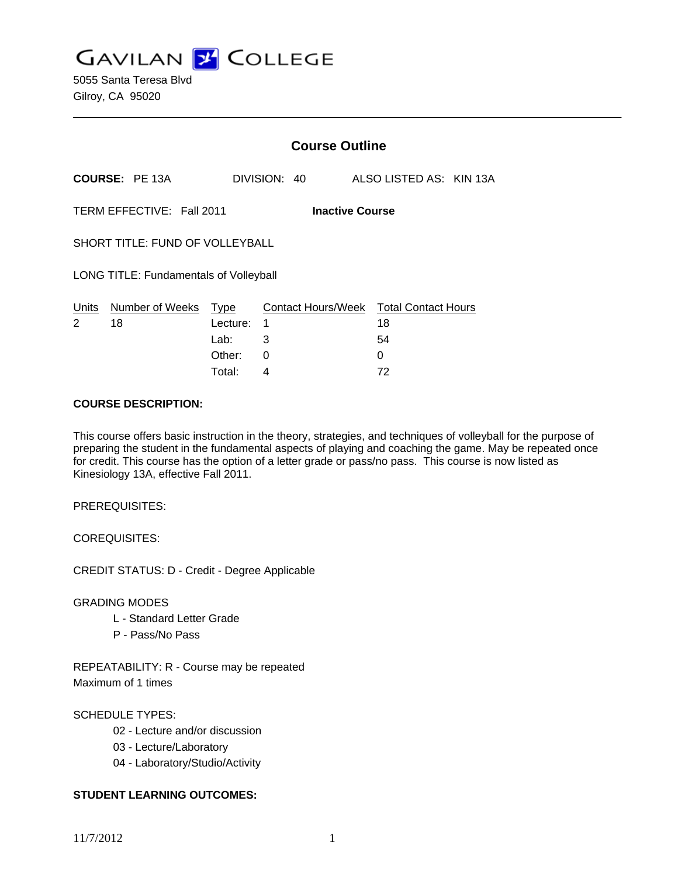# GAVILAN COLLEGE

5055 Santa Teresa Blvd
Gilroy, CA 95020

---

## Course Outline

**COURSE:** PE 13A    DIVISION: 40    ALSO LISTED AS: KIN 13A

TERM EFFECTIVE: Fall 2011    **Inactive Course**

SHORT TITLE: FUND OF VOLLEYBALL

LONG TITLE: Fundamentals of Volleyball

| Units | Number of Weeks | Type | Contact Hours/Week | Total Contact Hours |
|---|---|---|---|---|
| 2 | 18 | Lecture: | 1 | 18 |
| | | Lab: | 3 | 54 |
| | | Other: | 0 | 0 |
| | | Total: | 4 | 72 |

**COURSE DESCRIPTION:**

This course offers basic instruction in the theory, strategies, and techniques of volleyball for the purpose of preparing the student in the fundamental aspects of playing and coaching the game. May be repeated once for credit. This course has the option of a letter grade or pass/no pass. This course is now listed as Kinesiology 13A, effective Fall 2011.

PREREQUISITES:

COREQUISITES:

CREDIT STATUS: D - Credit - Degree Applicable

GRADING MODES

- L - Standard Letter Grade
- P - Pass/No Pass

REPEATABILITY: R - Course may be repeated
Maximum of 1 times

SCHEDULE TYPES:

- 02 - Lecture and/or discussion
- 03 - Lecture/Laboratory
- 04 - Laboratory/Studio/Activity

**STUDENT LEARNING OUTCOMES:**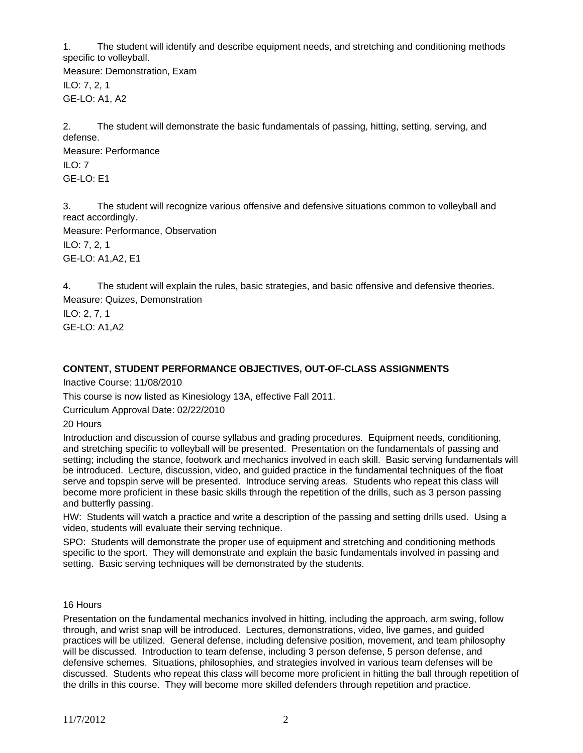1. The student will identify and describe equipment needs, and stretching and conditioning methods specific to volleyball.

Measure: Demonstration, Exam

ILO: 7, 2, 1

GE-LO: A1, A2

2. The student will demonstrate the basic fundamentals of passing, hitting, setting, serving, and defense.

Measure: Performance

ILO: 7

GE-LO: E1

3. The student will recognize various offensive and defensive situations common to volleyball and react accordingly.

Measure: Performance, Observation

ILO: 7, 2, 1

GE-LO: A1,A2, E1

4. The student will explain the rules, basic strategies, and basic offensive and defensive theories.

Measure: Quizes, Demonstration

ILO: 2, 7, 1

GE-LO: A1,A2

**CONTENT, STUDENT PERFORMANCE OBJECTIVES, OUT-OF-CLASS ASSIGNMENTS**

Inactive Course: 11/08/2010

This course is now listed as Kinesiology 13A, effective Fall 2011.

Curriculum Approval Date: 02/22/2010

20 Hours

Introduction and discussion of course syllabus and grading procedures. Equipment needs, conditioning, and stretching specific to volleyball will be presented. Presentation on the fundamentals of passing and setting; including the stance, footwork and mechanics involved in each skill. Basic serving fundamentals will be introduced. Lecture, discussion, video, and guided practice in the fundamental techniques of the float serve and topspin serve will be presented. Introduce serving areas. Students who repeat this class will become more proficient in these basic skills through the repetition of the drills, such as 3 person passing and butterfly passing.

HW: Students will watch a practice and write a description of the passing and setting drills used. Using a video, students will evaluate their serving technique.

SPO: Students will demonstrate the proper use of equipment and stretching and conditioning methods specific to the sport. They will demonstrate and explain the basic fundamentals involved in passing and setting. Basic serving techniques will be demonstrated by the students.

16 Hours

Presentation on the fundamental mechanics involved in hitting, including the approach, arm swing, follow through, and wrist snap will be introduced. Lectures, demonstrations, video, live games, and guided practices will be utilized. General defense, including defensive position, movement, and team philosophy will be discussed. Introduction to team defense, including 3 person defense, 5 person defense, and defensive schemes. Situations, philosophies, and strategies involved in various team defenses will be discussed. Students who repeat this class will become more proficient in hitting the ball through repetition of the drills in this course. They will become more skilled defenders through repetition and practice.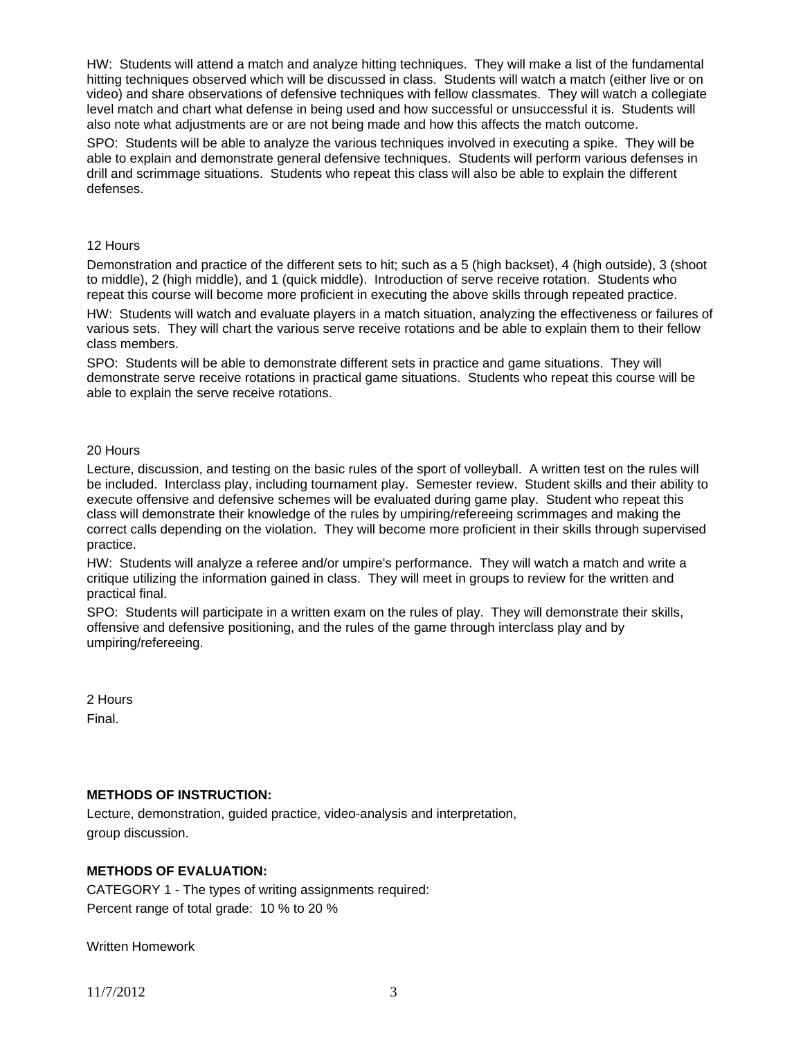HW: Students will attend a match and analyze hitting techniques. They will make a list of the fundamental hitting techniques observed which will be discussed in class. Students will watch a match (either live or on video) and share observations of defensive techniques with fellow classmates. They will watch a collegiate level match and chart what defense in being used and how successful or unsuccessful it is. Students will also note what adjustments are or are not being made and how this affects the match outcome.

SPO: Students will be able to analyze the various techniques involved in executing a spike. They will be able to explain and demonstrate general defensive techniques. Students will perform various defenses in drill and scrimmage situations. Students who repeat this class will also be able to explain the different defenses.

12 Hours

Demonstration and practice of the different sets to hit; such as a 5 (high backset), 4 (high outside), 3 (shoot to middle), 2 (high middle), and 1 (quick middle). Introduction of serve receive rotation. Students who repeat this course will become more proficient in executing the above skills through repeated practice.

HW: Students will watch and evaluate players in a match situation, analyzing the effectiveness or failures of various sets. They will chart the various serve receive rotations and be able to explain them to their fellow class members.

SPO: Students will be able to demonstrate different sets in practice and game situations. They will demonstrate serve receive rotations in practical game situations. Students who repeat this course will be able to explain the serve receive rotations.

20 Hours

Lecture, discussion, and testing on the basic rules of the sport of volleyball. A written test on the rules will be included. Interclass play, including tournament play. Semester review. Student skills and their ability to execute offensive and defensive schemes will be evaluated during game play. Student who repeat this class will demonstrate their knowledge of the rules by umpiring/refereeing scrimmages and making the correct calls depending on the violation. They will become more proficient in their skills through supervised practice.

HW: Students will analyze a referee and/or umpire's performance. They will watch a match and write a critique utilizing the information gained in class. They will meet in groups to review for the written and practical final.

SPO: Students will participate in a written exam on the rules of play. They will demonstrate their skills, offensive and defensive positioning, and the rules of the game through interclass play and by umpiring/refereeing.

2 Hours

Final.

**METHODS OF INSTRUCTION:**

Lecture, demonstration, guided practice, video-analysis and interpretation, group discussion.

**METHODS OF EVALUATION:**

CATEGORY 1 - The types of writing assignments required:
Percent range of total grade: 10 % to 20 %

Written Homework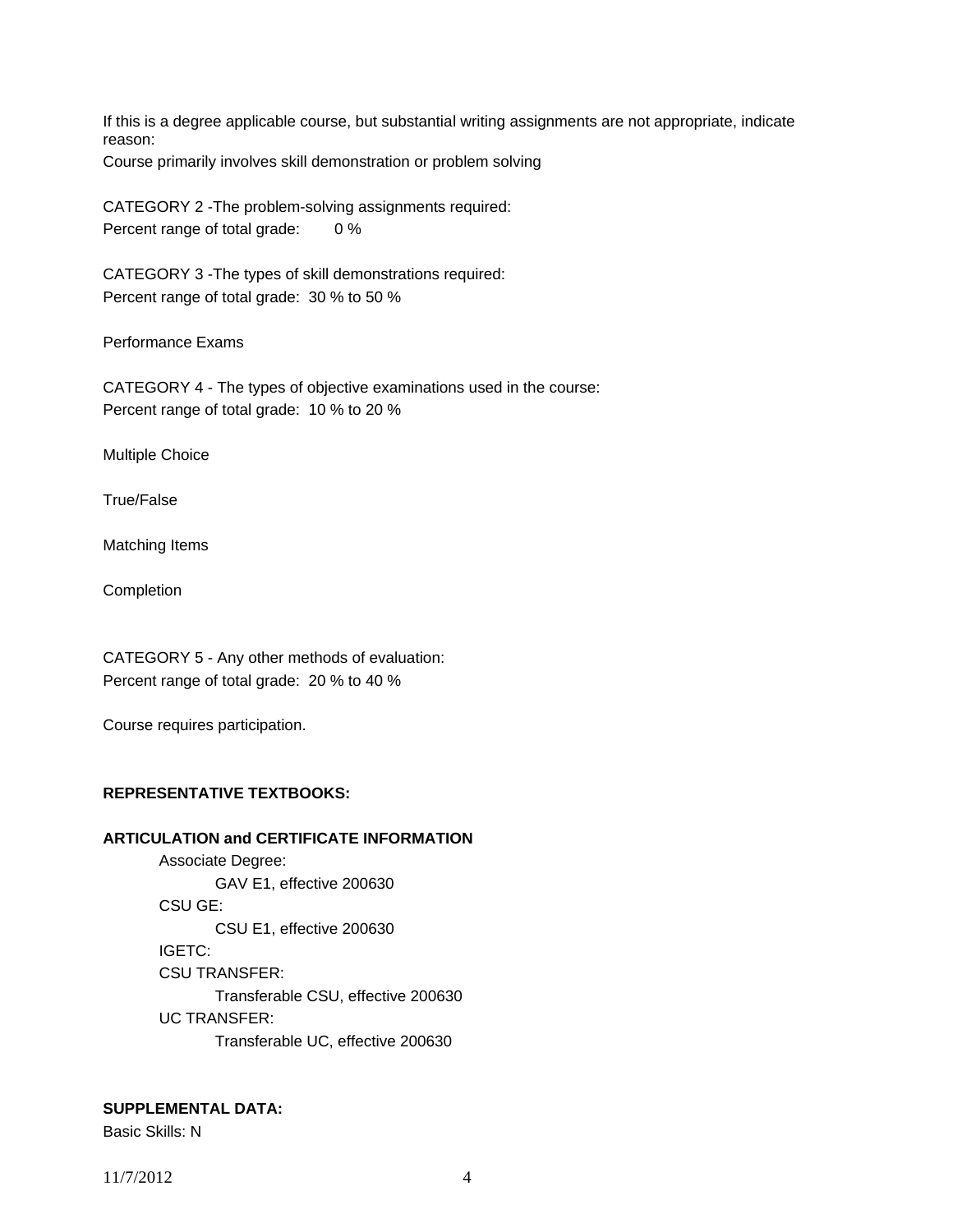If this is a degree applicable course, but substantial writing assignments are not appropriate, indicate reason:

Course primarily involves skill demonstration or problem solving

CATEGORY 2 -The problem-solving assignments required:
Percent range of total grade: 0 %

CATEGORY 3 -The types of skill demonstrations required:
Percent range of total grade: 30 % to 50 %

Performance Exams

CATEGORY 4 - The types of objective examinations used in the course:
Percent range of total grade: 10 % to 20 %

Multiple Choice

True/False

Matching Items

Completion

CATEGORY 5 - Any other methods of evaluation:
Percent range of total grade: 20 % to 40 %

Course requires participation.

**REPRESENTATIVE TEXTBOOKS:**

**ARTICULATION and CERTIFICATE INFORMATION**

- Associate Degree:
  - GAV E1, effective 200630
- CSU GE:
  - CSU E1, effective 200630
- IGETC:
- CSU TRANSFER:
  - Transferable CSU, effective 200630
- UC TRANSFER:
  - Transferable UC, effective 200630

**SUPPLEMENTAL DATA:**

Basic Skills: N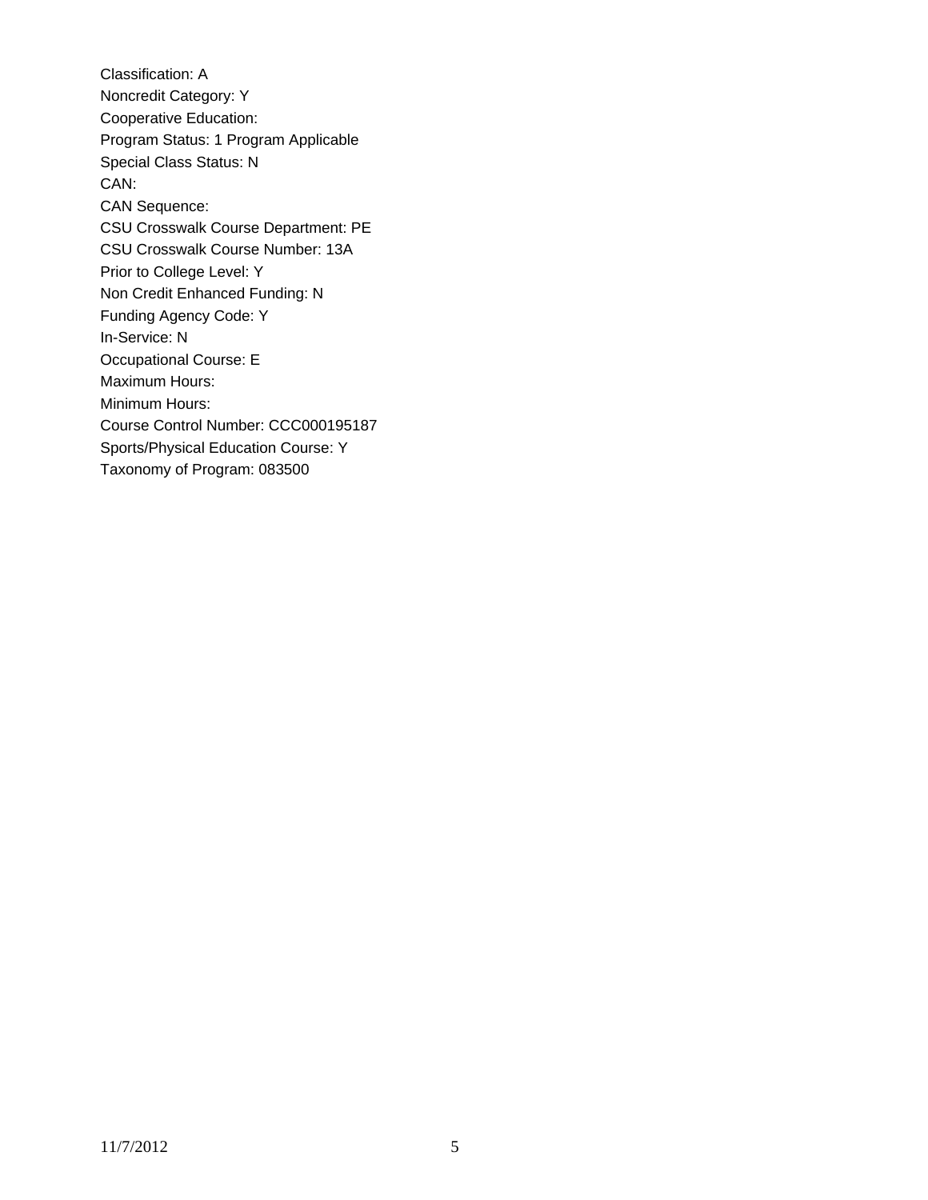Classification: A
Noncredit Category: Y
Cooperative Education:
Program Status: 1 Program Applicable
Special Class Status: N
CAN:
CAN Sequence:
CSU Crosswalk Course Department: PE
CSU Crosswalk Course Number: 13A
Prior to College Level: Y
Non Credit Enhanced Funding: N
Funding Agency Code: Y
In-Service: N
Occupational Course: E
Maximum Hours:
Minimum Hours:
Course Control Number: CCC000195187
Sports/Physical Education Course: Y
Taxonomy of Program: 083500